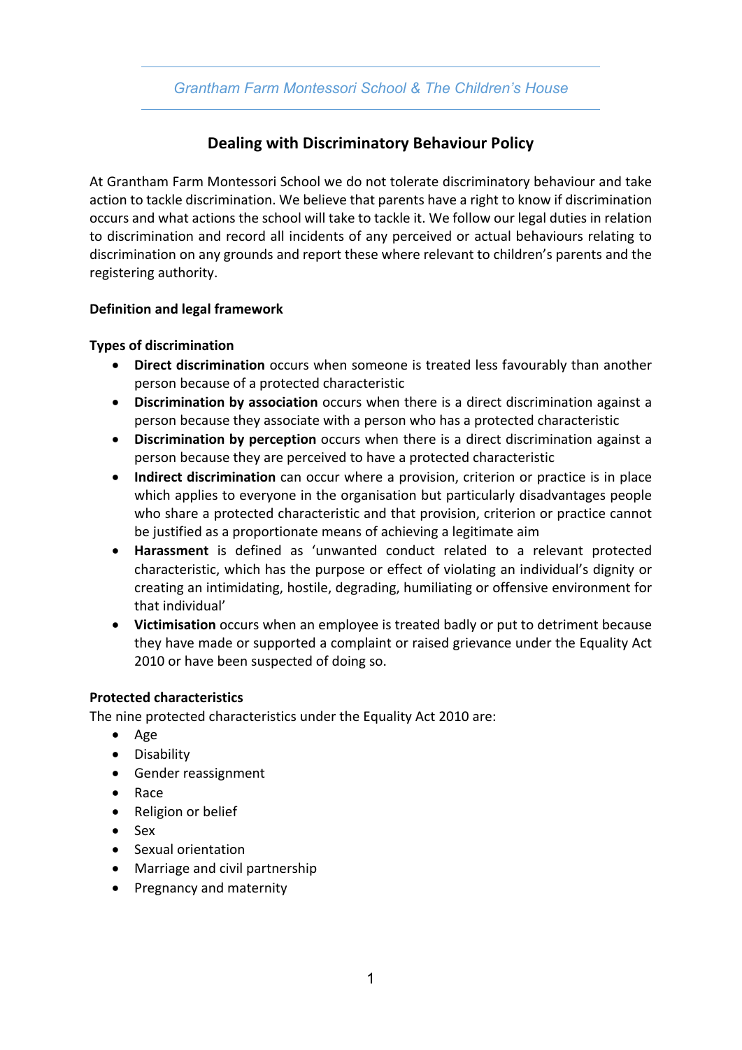# Dealing with Discriminatory Behaviour Policy

At Grantham Farm Montessori School we do not tolerate discriminatory behaviour and take action to tackle discrimination. We believe that parents have a right to know if discrimination occurs and what actions the school will take to tackle it. We follow our legal duties in relation to discrimination and record all incidents of any perceived or actual behaviours relating to discrimination on any grounds and report these where relevant to children's parents and the registering authority.

## Definition and legal framework

### Types of discrimination

- **Direct discrimination** occurs when someone is treated less favourably than another person because of a protected characteristic
- **Discrimination by association** occurs when there is a direct discrimination against a person because they associate with a person who has a protected characteristic
- **Discrimination by perception** occurs when there is a direct discrimination against a person because they are perceived to have a protected characteristic
- **Indirect discrimination** can occur where a provision, criterion or practice is in place which applies to everyone in the organisation but particularly disadvantages people who share a protected characteristic and that provision, criterion or practice cannot be justified as a proportionate means of achieving a legitimate aim
- **Harassment** is defined as 'unwanted conduct related to a relevant protected characteristic, which has the purpose or effect of violating an individual's dignity or creating an intimidating, hostile, degrading, humiliating or offensive environment for that individual'
- **Victimisation** occurs when an employee is treated badly or put to detriment because they have made or supported a complaint or raised grievance under the Equality Act 2010 or have been suspected of doing so.

### Protected characteristics

The nine protected characteristics under the Equality Act 2010 are:

- Age
- Disability
- Gender reassignment
- Race
- Religion or belief
- Sex
- Sexual orientation
- Marriage and civil partnership
- Pregnancy and maternity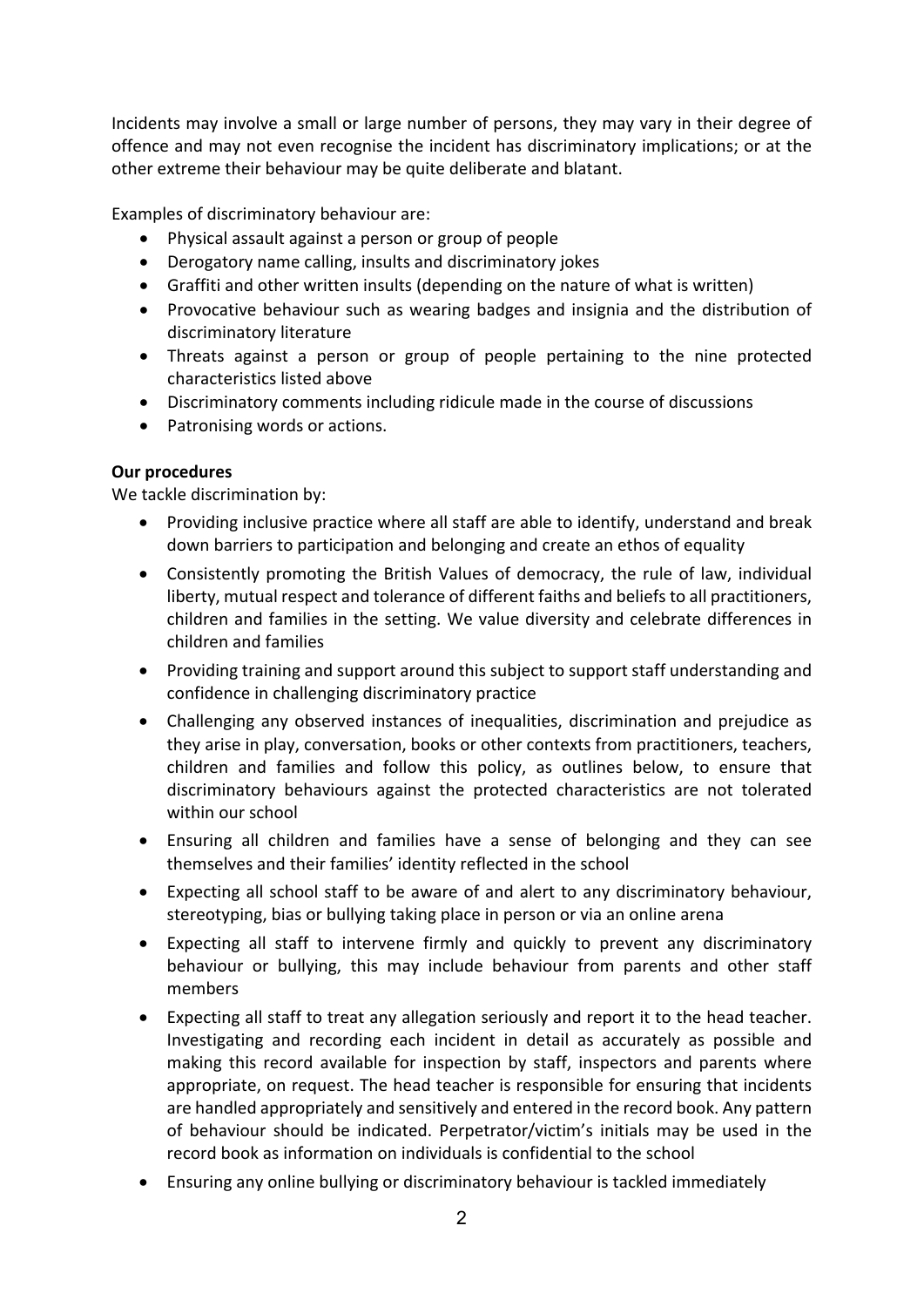Incidents may involve a small or large number of persons, they may vary in their degree of offence and may not even recognise the incident has discriminatory implications; or at the other extreme their behaviour may be quite deliberate and blatant.

Examples of discriminatory behaviour are:

- Physical assault against a person or group of people
- Derogatory name calling, insults and discriminatory jokes
- Graffiti and other written insults (depending on the nature of what is written)
- Provocative behaviour such as wearing badges and insignia and the distribution of discriminatory literature
- Threats against a person or group of people pertaining to the nine protected characteristics listed above
- Discriminatory comments including ridicule made in the course of discussions
- Patronising words or actions.

**Our procedures**

We tackle discrimination by:

- Providing inclusive practice where all staff are able to identify, understand and break down barriers to participation and belonging and create an ethos of equality
- Consistently promoting the British Values of democracy, the rule of law, individual liberty, mutual respect and tolerance of different faiths and beliefs to all practitioners, children and families in the setting. We value diversity and celebrate differences in children and families
- Providing training and support around this subject to support staff understanding and confidence in challenging discriminatory practice
- Challenging any observed instances of inequalities, discrimination and prejudice as they arise in play, conversation, books or other contexts from practitioners, teachers, children and families and follow this policy, as outlines below, to ensure that discriminatory behaviours against the protected characteristics are not tolerated within our school
- Ensuring all children and families have a sense of belonging and they can see themselves and their families' identity reflected in the school
- Expecting all school staff to be aware of and alert to any discriminatory behaviour, stereotyping, bias or bullying taking place in person or via an online arena
- Expecting all staff to intervene firmly and quickly to prevent any discriminatory behaviour or bullying, this may include behaviour from parents and other staff members
- Expecting all staff to treat any allegation seriously and report it to the head teacher. Investigating and recording each incident in detail as accurately as possible and making this record available for inspection by staff, inspectors and parents where appropriate, on request. The head teacher is responsible for ensuring that incidents are handled appropriately and sensitively and entered in the record book. Any pattern of behaviour should be indicated. Perpetrator/victim's initials may be used in the record book as information on individuals is confidential to the school
- Ensuring any online bullying or discriminatory behaviour is tackled immediately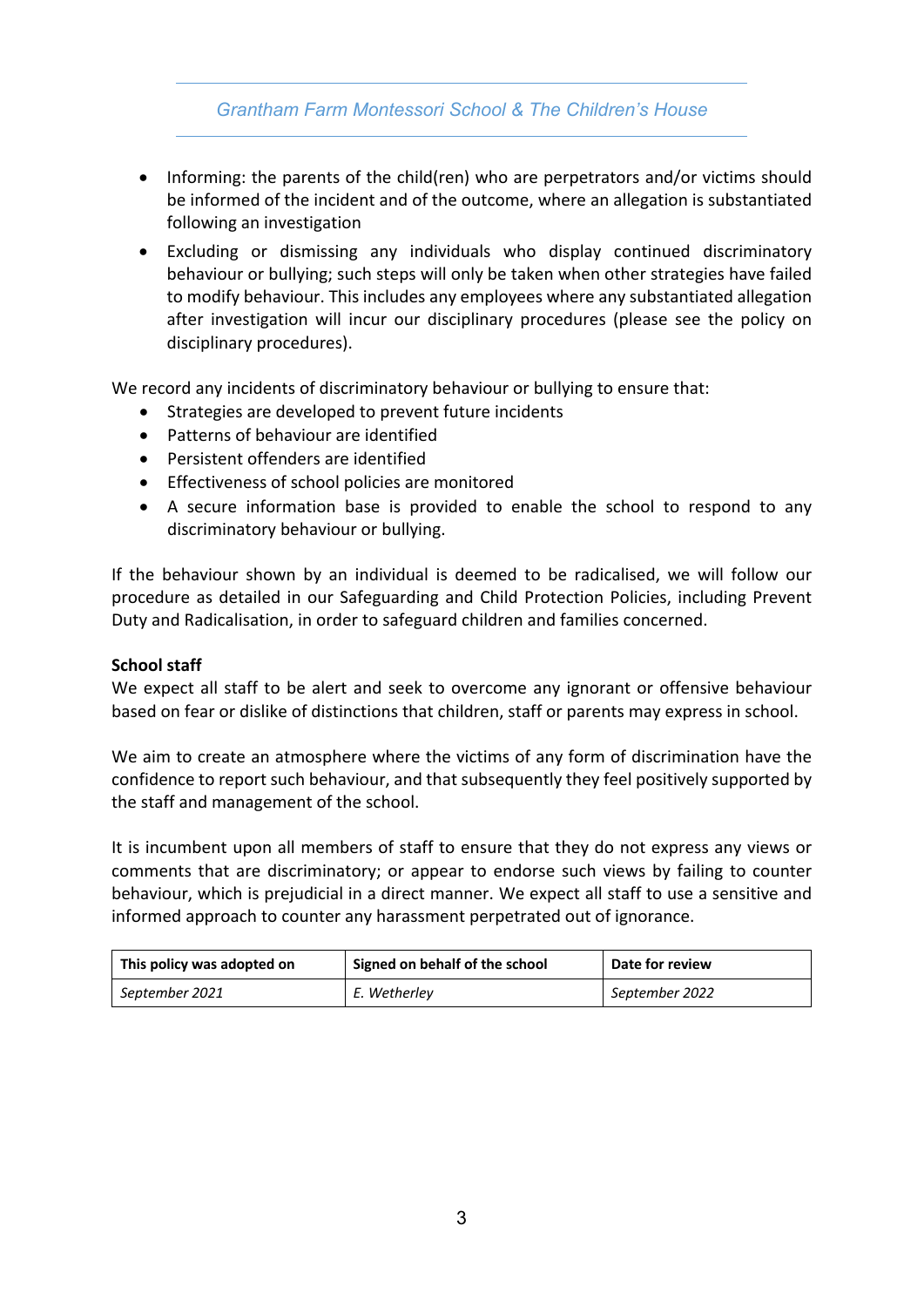- Informing: the parents of the child(ren) who are perpetrators and/or victims should be informed of the incident and of the outcome, where an allegation is substantiated following an investigation
- Excluding or dismissing any individuals who display continued discriminatory behaviour or bullying; such steps will only be taken when other strategies have failed to modify behaviour. This includes any employees where any substantiated allegation after investigation will incur our disciplinary procedures (please see the policy on disciplinary procedures).

We record any incidents of discriminatory behaviour or bullying to ensure that:

- Strategies are developed to prevent future incidents
- Patterns of behaviour are identified
- Persistent offenders are identified
- Effectiveness of school policies are monitored
- A secure information base is provided to enable the school to respond to any discriminatory behaviour or bullying.

If the behaviour shown by an individual is deemed to be radicalised, we will follow our procedure as detailed in our Safeguarding and Child Protection Policies, including Prevent Duty and Radicalisation, in order to safeguard children and families concerned.

**School staff**

We expect all staff to be alert and seek to overcome any ignorant or offensive behaviour based on fear or dislike of distinctions that children, staff or parents may express in school.

We aim to create an atmosphere where the victims of any form of discrimination have the confidence to report such behaviour, and that subsequently they feel positively supported by the staff and management of the school.

It is incumbent upon all members of staff to ensure that they do not express any views or comments that are discriminatory; or appear to endorse such views by failing to counter behaviour, which is prejudicial in a direct manner. We expect all staff to use a sensitive and informed approach to counter any harassment perpetrated out of ignorance.

| This policy was adopted on | Signed on behalf of the school | Date for review |
|---|---|---|
| *September 2021* | *E. Wetherley* | *September 2022* |